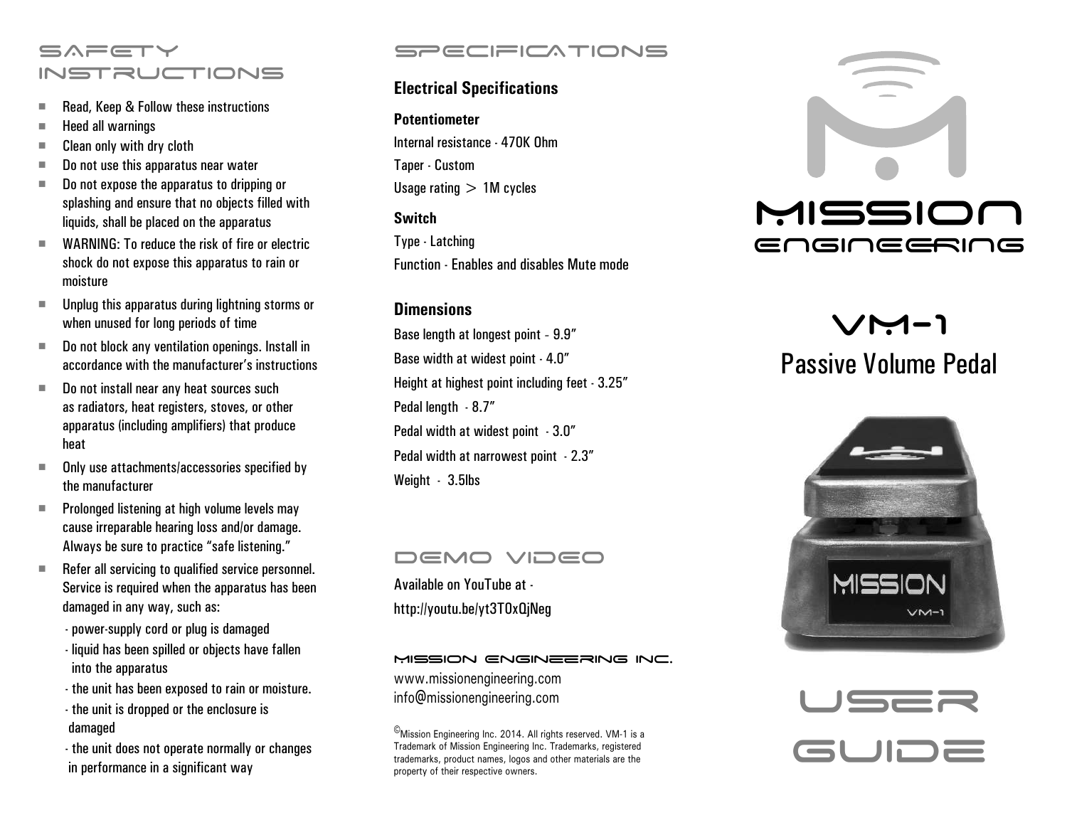# Safety Instructions

- Read, Keep & Follow these instructions
- Heed all warnings
- Clean only with dry cloth
- Do not use this apparatus near water
- Do not expose the apparatus to dripping or splashing and ensure that no objects filled with liquids, shall be placed on the apparatus
- WARNING: To reduce the risk of fire or electric shock do not expose this apparatus to rain or moisture
- Unplug this apparatus during lightning storms or when unused for long periods of time
- Do not block any ventilation openings. Install in accordance with the manufacturer's instructions
- Do not install near any heat sources such as radiators, heat registers, stoves, or other apparatus (including amplifiers) that produce heat
- Only use attachments/accessories specified by the manufacturer
- Prolonged listening at high volume levels may cause irreparable hearing loss and/or damage. Always be sure to practice "safe listening."
- Refer all servicing to qualified service personnel. Service is required when the apparatus has been damaged in any way, such as:
  - power-supply cord or plug is damaged
  - liquid has been spilled or objects have fallen into the apparatus
  - the unit has been exposed to rain or moisture.
  - the unit is dropped or the enclosure is damaged
  - the unit does not operate normally or changes in performance in a significant way

# Specifications

## Electrical Specifications

### Potentiometer

Internal resistance - 470K Ohm

Taper - Custom

Usage rating > 1M cycles

### Switch

Type - Latching

Function - Enables and disables Mute mode

## Dimensions

Base length at longest point - 9.9"

Base width at widest point - 4.0"

Height at highest point including feet - 3.25"

Pedal length - 8.7"

Pedal width at widest point - 3.0"

Pedal width at narrowest point - 2.3"

Weight - 3.5lbs

# Demo Video

Available on YouTube at -
http://youtu.be/yt3TOxQjNeg

## Mission Engineering Inc.

www.missionengineering.com
info@missionengineering.com

©Mission Engineering Inc. 2014. All rights reserved. VM-1 is a Trademark of Mission Engineering Inc. Trademarks, registered trademarks, product names, logos and other materials are the property of their respective owners.

# Mission Engineering

# VM-1

## Passive Volume Pedal

# User Guide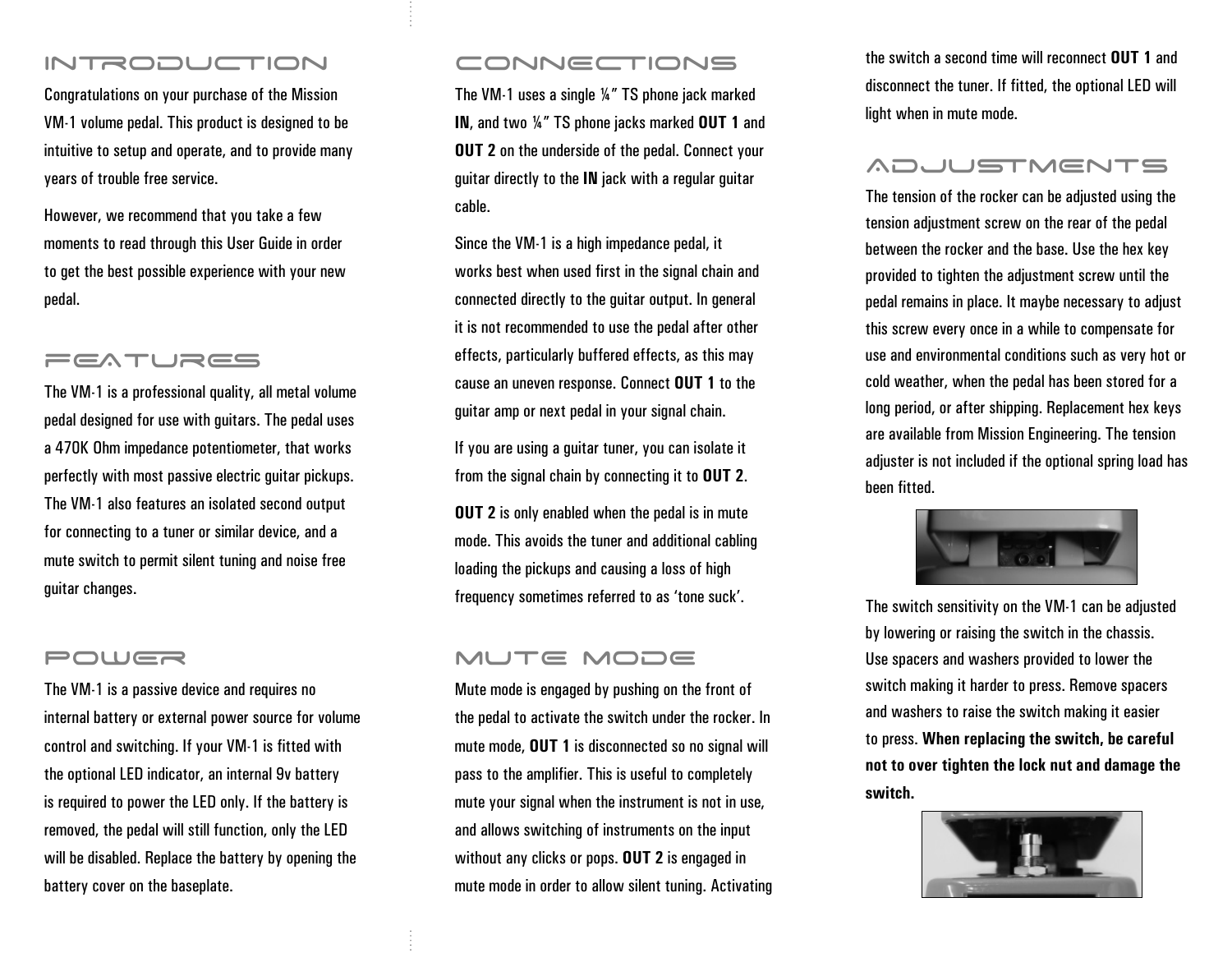## INTRODUCTION

Congratulations on your purchase of the Mission VM-1 volume pedal. This product is designed to be intuitive to setup and operate, and to provide many years of trouble free service.

However, we recommend that you take a few moments to read through this User Guide in order to get the best possible experience with your new pedal.

## FEATURES

The VM-1 is a professional quality, all metal volume pedal designed for use with guitars. The pedal uses a 470K Ohm impedance potentiometer, that works perfectly with most passive electric guitar pickups. The VM-1 also features an isolated second output for connecting to a tuner or similar device, and a mute switch to permit silent tuning and noise free guitar changes.

## POWER

The VM-1 is a passive device and requires no internal battery or external power source for volume control and switching. If your VM-1 is fitted with the optional LED indicator, an internal 9v battery is required to power the LED only. If the battery is removed, the pedal will still function, only the LED will be disabled. Replace the battery by opening the battery cover on the baseplate.

## CONNECTIONS

The VM-1 uses a single ¼" TS phone jack marked **IN**, and two ¼" TS phone jacks marked **OUT 1** and **OUT 2** on the underside of the pedal. Connect your guitar directly to the **IN** jack with a regular guitar cable.

Since the VM-1 is a high impedance pedal, it works best when used first in the signal chain and connected directly to the guitar output. In general it is not recommended to use the pedal after other effects, particularly buffered effects, as this may cause an uneven response. Connect **OUT 1** to the guitar amp or next pedal in your signal chain.

If you are using a guitar tuner, you can isolate it from the signal chain by connecting it to **OUT 2**.

**OUT 2** is only enabled when the pedal is in mute mode. This avoids the tuner and additional cabling loading the pickups and causing a loss of high frequency sometimes referred to as 'tone suck'.

## MUTE MODE

Mute mode is engaged by pushing on the front of the pedal to activate the switch under the rocker. In mute mode, **OUT 1** is disconnected so no signal will pass to the amplifier. This is useful to completely mute your signal when the instrument is not in use, and allows switching of instruments on the input without any clicks or pops. **OUT 2** is engaged in mute mode in order to allow silent tuning. Activating the switch a second time will reconnect **OUT 1** and disconnect the tuner. If fitted, the optional LED will light when in mute mode.

## ADJUSTMENTS

The tension of the rocker can be adjusted using the tension adjustment screw on the rear of the pedal between the rocker and the base. Use the hex key provided to tighten the adjustment screw until the pedal remains in place. It maybe necessary to adjust this screw every once in a while to compensate for use and environmental conditions such as very hot or cold weather, when the pedal has been stored for a long period, or after shipping. Replacement hex keys are available from Mission Engineering. The tension adjuster is not included if the optional spring load has been fitted.

The switch sensitivity on the VM-1 can be adjusted by lowering or raising the switch in the chassis. Use spacers and washers provided to lower the switch making it harder to press. Remove spacers and washers to raise the switch making it easier to press. **When replacing the switch, be careful not to over tighten the lock nut and damage the switch.**